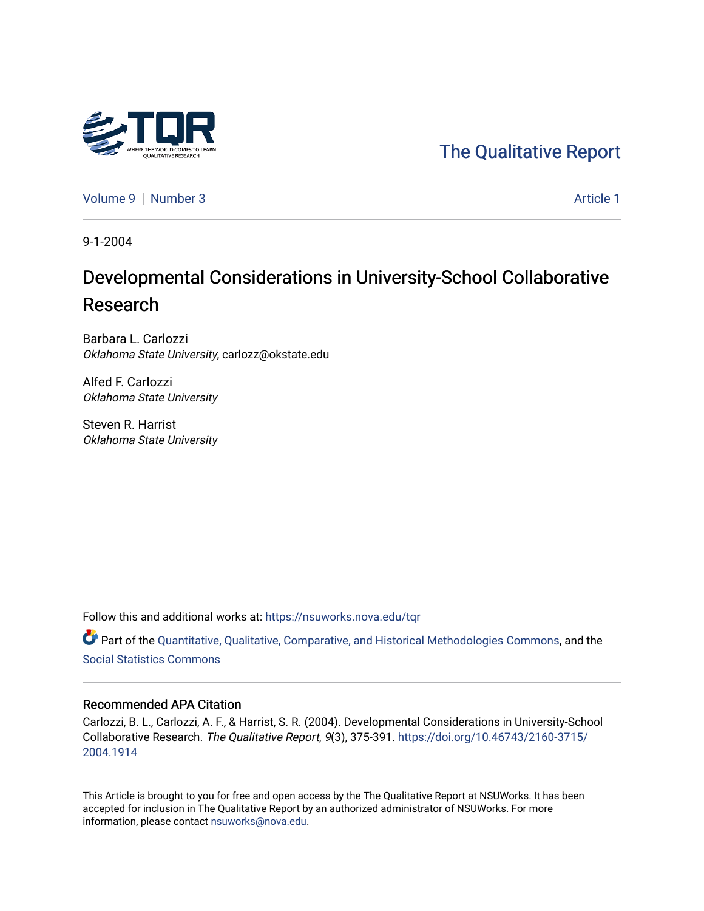The Qualitative Report

Volume 9 | Number 3 Article 1

9-1-2004

# Developmental Considerations in University-School Collaborative Research

Barbara L. Carlozzi
*Oklahoma State University*, carlozz@okstate.edu

Alfed F. Carlozzi
*Oklahoma State University*

Steven R. Harrist
*Oklahoma State University*

Follow this and additional works at: https://nsuworks.nova.edu/tqr

Part of the Quantitative, Qualitative, Comparative, and Historical Methodologies Commons, and the Social Statistics Commons

## Recommended APA Citation

Carlozzi, B. L., Carlozzi, A. F., & Harrist, S. R. (2004). Developmental Considerations in University-School Collaborative Research. *The Qualitative Report*, *9*(3), 375-391. https://doi.org/10.46743/2160-3715/2004.1914

This Article is brought to you for free and open access by the The Qualitative Report at NSUWorks. It has been accepted for inclusion in The Qualitative Report by an authorized administrator of NSUWorks. For more information, please contact nsuworks@nova.edu.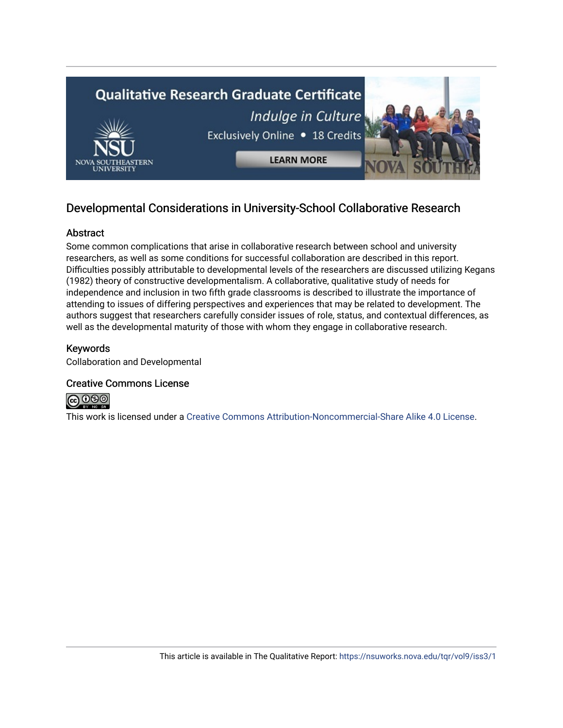## Developmental Considerations in University-School Collaborative Research

### Abstract

Some common complications that arise in collaborative research between school and university researchers, as well as some conditions for successful collaboration are described in this report. Difficulties possibly attributable to developmental levels of the researchers are discussed utilizing Kegans (1982) theory of constructive developmentalism. A collaborative, qualitative study of needs for independence and inclusion in two fifth grade classrooms is described to illustrate the importance of attending to issues of differing perspectives and experiences that may be related to development. The authors suggest that researchers carefully consider issues of role, status, and contextual differences, as well as the developmental maturity of those with whom they engage in collaborative research.

### Keywords

Collaboration and Developmental

### Creative Commons License

This work is licensed under a Creative Commons Attribution-Noncommercial-Share Alike 4.0 License.

This article is available in The Qualitative Report: https://nsuworks.nova.edu/tqr/vol9/iss3/1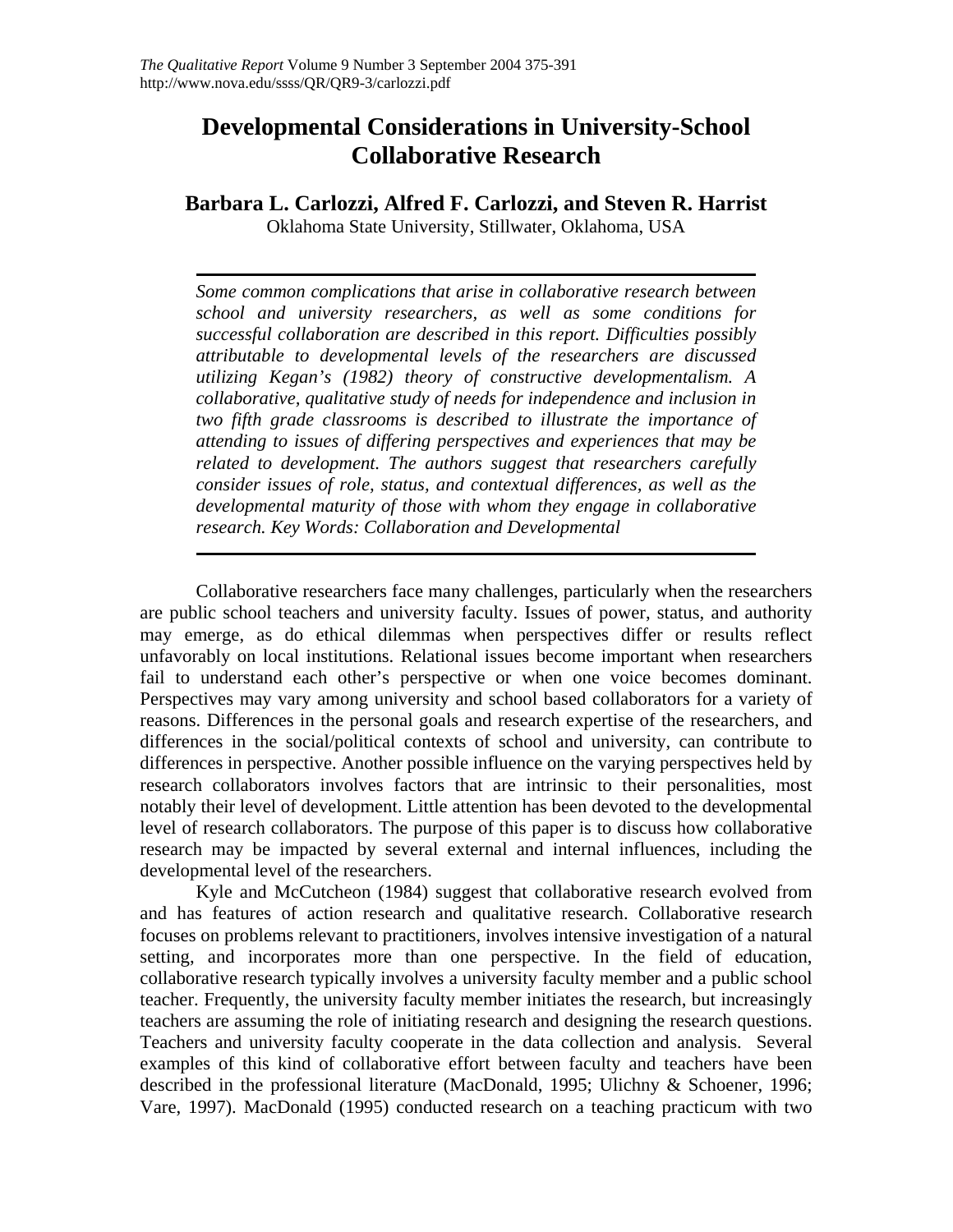# Developmental Considerations in University-School Collaborative Research

**Barbara L. Carlozzi, Alfred F. Carlozzi, and Steven R. Harrist**

Oklahoma State University, Stillwater, Oklahoma, USA

*Some common complications that arise in collaborative research between school and university researchers, as well as some conditions for successful collaboration are described in this report. Difficulties possibly attributable to developmental levels of the researchers are discussed utilizing Kegan's (1982) theory of constructive developmentalism. A collaborative, qualitative study of needs for independence and inclusion in two fifth grade classrooms is described to illustrate the importance of attending to issues of differing perspectives and experiences that may be related to development. The authors suggest that researchers carefully consider issues of role, status, and contextual differences, as well as the developmental maturity of those with whom they engage in collaborative research. Key Words: Collaboration and Developmental*

Collaborative researchers face many challenges, particularly when the researchers are public school teachers and university faculty. Issues of power, status, and authority may emerge, as do ethical dilemmas when perspectives differ or results reflect unfavorably on local institutions. Relational issues become important when researchers fail to understand each other's perspective or when one voice becomes dominant. Perspectives may vary among university and school based collaborators for a variety of reasons. Differences in the personal goals and research expertise of the researchers, and differences in the social/political contexts of school and university, can contribute to differences in perspective. Another possible influence on the varying perspectives held by research collaborators involves factors that are intrinsic to their personalities, most notably their level of development. Little attention has been devoted to the developmental level of research collaborators. The purpose of this paper is to discuss how collaborative research may be impacted by several external and internal influences, including the developmental level of the researchers.

Kyle and McCutcheon (1984) suggest that collaborative research evolved from and has features of action research and qualitative research. Collaborative research focuses on problems relevant to practitioners, involves intensive investigation of a natural setting, and incorporates more than one perspective. In the field of education, collaborative research typically involves a university faculty member and a public school teacher. Frequently, the university faculty member initiates the research, but increasingly teachers are assuming the role of initiating research and designing the research questions. Teachers and university faculty cooperate in the data collection and analysis. Several examples of this kind of collaborative effort between faculty and teachers have been described in the professional literature (MacDonald, 1995; Ulichny & Schoener, 1996; Vare, 1997). MacDonald (1995) conducted research on a teaching practicum with two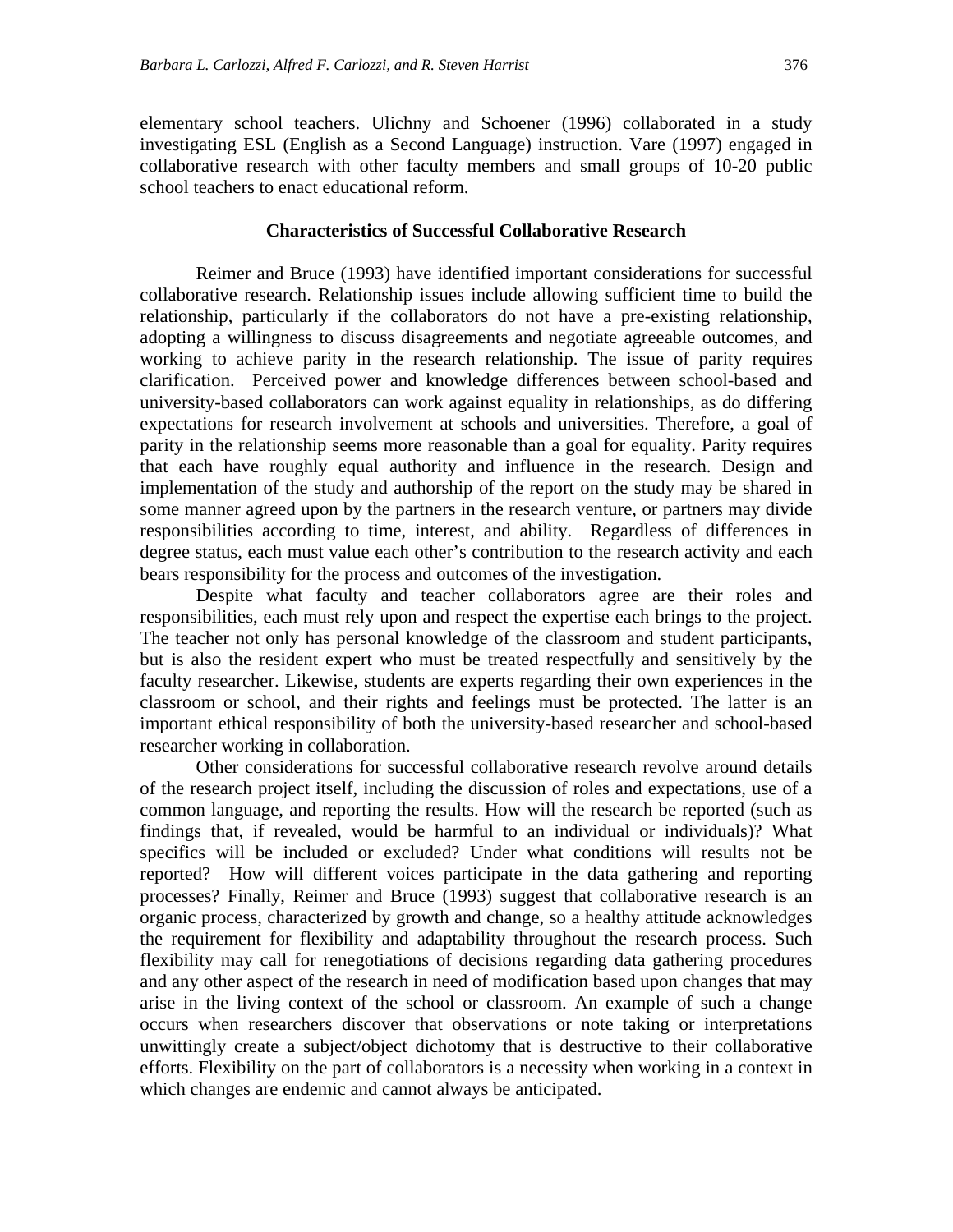elementary school teachers. Ulichny and Schoener (1996) collaborated in a study investigating ESL (English as a Second Language) instruction. Vare (1997) engaged in collaborative research with other faculty members and small groups of 10-20 public school teachers to enact educational reform.

## Characteristics of Successful Collaborative Research

Reimer and Bruce (1993) have identified important considerations for successful collaborative research. Relationship issues include allowing sufficient time to build the relationship, particularly if the collaborators do not have a pre-existing relationship, adopting a willingness to discuss disagreements and negotiate agreeable outcomes, and working to achieve parity in the research relationship. The issue of parity requires clarification. Perceived power and knowledge differences between school-based and university-based collaborators can work against equality in relationships, as do differing expectations for research involvement at schools and universities. Therefore, a goal of parity in the relationship seems more reasonable than a goal for equality. Parity requires that each have roughly equal authority and influence in the research. Design and implementation of the study and authorship of the report on the study may be shared in some manner agreed upon by the partners in the research venture, or partners may divide responsibilities according to time, interest, and ability. Regardless of differences in degree status, each must value each other's contribution to the research activity and each bears responsibility for the process and outcomes of the investigation.

Despite what faculty and teacher collaborators agree are their roles and responsibilities, each must rely upon and respect the expertise each brings to the project. The teacher not only has personal knowledge of the classroom and student participants, but is also the resident expert who must be treated respectfully and sensitively by the faculty researcher. Likewise, students are experts regarding their own experiences in the classroom or school, and their rights and feelings must be protected. The latter is an important ethical responsibility of both the university-based researcher and school-based researcher working in collaboration.

Other considerations for successful collaborative research revolve around details of the research project itself, including the discussion of roles and expectations, use of a common language, and reporting the results. How will the research be reported (such as findings that, if revealed, would be harmful to an individual or individuals)? What specifics will be included or excluded? Under what conditions will results not be reported? How will different voices participate in the data gathering and reporting processes? Finally, Reimer and Bruce (1993) suggest that collaborative research is an organic process, characterized by growth and change, so a healthy attitude acknowledges the requirement for flexibility and adaptability throughout the research process. Such flexibility may call for renegotiations of decisions regarding data gathering procedures and any other aspect of the research in need of modification based upon changes that may arise in the living context of the school or classroom. An example of such a change occurs when researchers discover that observations or note taking or interpretations unwittingly create a subject/object dichotomy that is destructive to their collaborative efforts. Flexibility on the part of collaborators is a necessity when working in a context in which changes are endemic and cannot always be anticipated.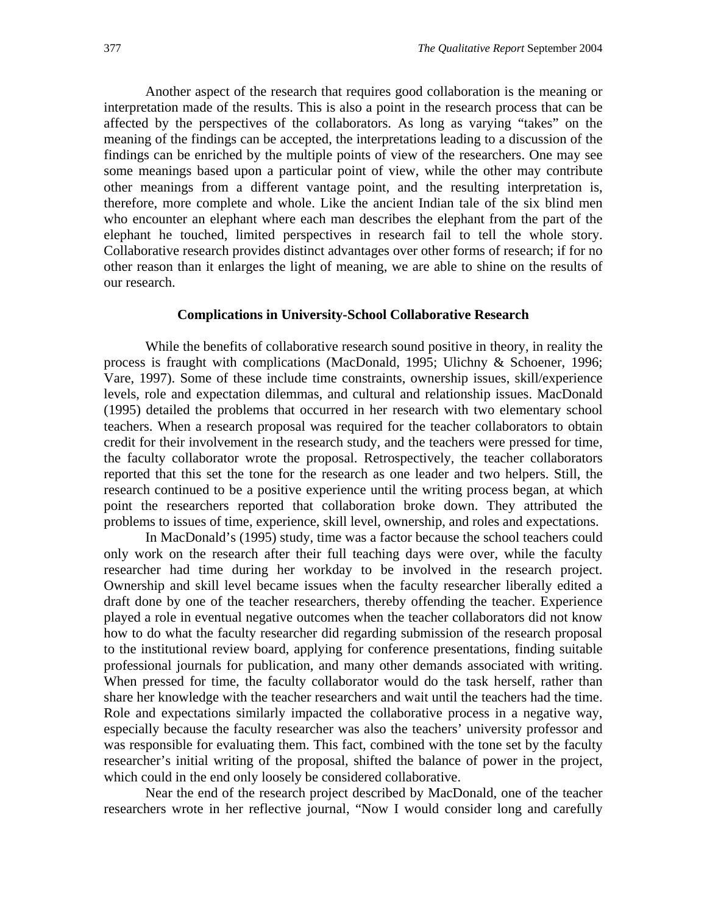Another aspect of the research that requires good collaboration is the meaning or interpretation made of the results. This is also a point in the research process that can be affected by the perspectives of the collaborators. As long as varying "takes" on the meaning of the findings can be accepted, the interpretations leading to a discussion of the findings can be enriched by the multiple points of view of the researchers. One may see some meanings based upon a particular point of view, while the other may contribute other meanings from a different vantage point, and the resulting interpretation is, therefore, more complete and whole. Like the ancient Indian tale of the six blind men who encounter an elephant where each man describes the elephant from the part of the elephant he touched, limited perspectives in research fail to tell the whole story. Collaborative research provides distinct advantages over other forms of research; if for no other reason than it enlarges the light of meaning, we are able to shine on the results of our research.

## Complications in University-School Collaborative Research

While the benefits of collaborative research sound positive in theory, in reality the process is fraught with complications (MacDonald, 1995; Ulichny & Schoener, 1996; Vare, 1997). Some of these include time constraints, ownership issues, skill/experience levels, role and expectation dilemmas, and cultural and relationship issues. MacDonald (1995) detailed the problems that occurred in her research with two elementary school teachers. When a research proposal was required for the teacher collaborators to obtain credit for their involvement in the research study, and the teachers were pressed for time, the faculty collaborator wrote the proposal. Retrospectively, the teacher collaborators reported that this set the tone for the research as one leader and two helpers. Still, the research continued to be a positive experience until the writing process began, at which point the researchers reported that collaboration broke down. They attributed the problems to issues of time, experience, skill level, ownership, and roles and expectations.

In MacDonald's (1995) study, time was a factor because the school teachers could only work on the research after their full teaching days were over, while the faculty researcher had time during her workday to be involved in the research project. Ownership and skill level became issues when the faculty researcher liberally edited a draft done by one of the teacher researchers, thereby offending the teacher. Experience played a role in eventual negative outcomes when the teacher collaborators did not know how to do what the faculty researcher did regarding submission of the research proposal to the institutional review board, applying for conference presentations, finding suitable professional journals for publication, and many other demands associated with writing. When pressed for time, the faculty collaborator would do the task herself, rather than share her knowledge with the teacher researchers and wait until the teachers had the time. Role and expectations similarly impacted the collaborative process in a negative way, especially because the faculty researcher was also the teachers' university professor and was responsible for evaluating them. This fact, combined with the tone set by the faculty researcher's initial writing of the proposal, shifted the balance of power in the project, which could in the end only loosely be considered collaborative.

Near the end of the research project described by MacDonald, one of the teacher researchers wrote in her reflective journal, "Now I would consider long and carefully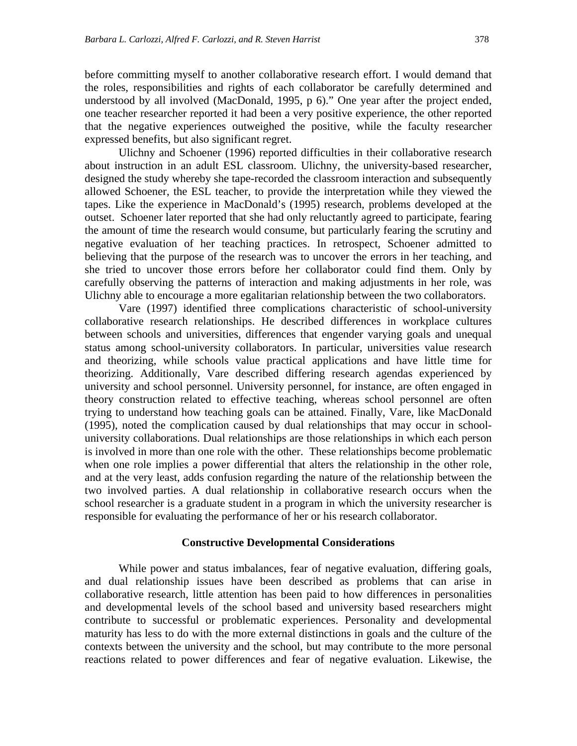before committing myself to another collaborative research effort. I would demand that the roles, responsibilities and rights of each collaborator be carefully determined and understood by all involved (MacDonald, 1995, p 6)." One year after the project ended, one teacher researcher reported it had been a very positive experience, the other reported that the negative experiences outweighed the positive, while the faculty researcher expressed benefits, but also significant regret.

Ulichny and Schoener (1996) reported difficulties in their collaborative research about instruction in an adult ESL classroom. Ulichny, the university-based researcher, designed the study whereby she tape-recorded the classroom interaction and subsequently allowed Schoener, the ESL teacher, to provide the interpretation while they viewed the tapes. Like the experience in MacDonald's (1995) research, problems developed at the outset. Schoener later reported that she had only reluctantly agreed to participate, fearing the amount of time the research would consume, but particularly fearing the scrutiny and negative evaluation of her teaching practices. In retrospect, Schoener admitted to believing that the purpose of the research was to uncover the errors in her teaching, and she tried to uncover those errors before her collaborator could find them. Only by carefully observing the patterns of interaction and making adjustments in her role, was Ulichny able to encourage a more egalitarian relationship between the two collaborators.

Vare (1997) identified three complications characteristic of school-university collaborative research relationships. He described differences in workplace cultures between schools and universities, differences that engender varying goals and unequal status among school-university collaborators. In particular, universities value research and theorizing, while schools value practical applications and have little time for theorizing. Additionally, Vare described differing research agendas experienced by university and school personnel. University personnel, for instance, are often engaged in theory construction related to effective teaching, whereas school personnel are often trying to understand how teaching goals can be attained. Finally, Vare, like MacDonald (1995), noted the complication caused by dual relationships that may occur in school-university collaborations. Dual relationships are those relationships in which each person is involved in more than one role with the other. These relationships become problematic when one role implies a power differential that alters the relationship in the other role, and at the very least, adds confusion regarding the nature of the relationship between the two involved parties. A dual relationship in collaborative research occurs when the school researcher is a graduate student in a program in which the university researcher is responsible for evaluating the performance of her or his research collaborator.

## Constructive Developmental Considerations

While power and status imbalances, fear of negative evaluation, differing goals, and dual relationship issues have been described as problems that can arise in collaborative research, little attention has been paid to how differences in personalities and developmental levels of the school based and university based researchers might contribute to successful or problematic experiences. Personality and developmental maturity has less to do with the more external distinctions in goals and the culture of the contexts between the university and the school, but may contribute to the more personal reactions related to power differences and fear of negative evaluation. Likewise, the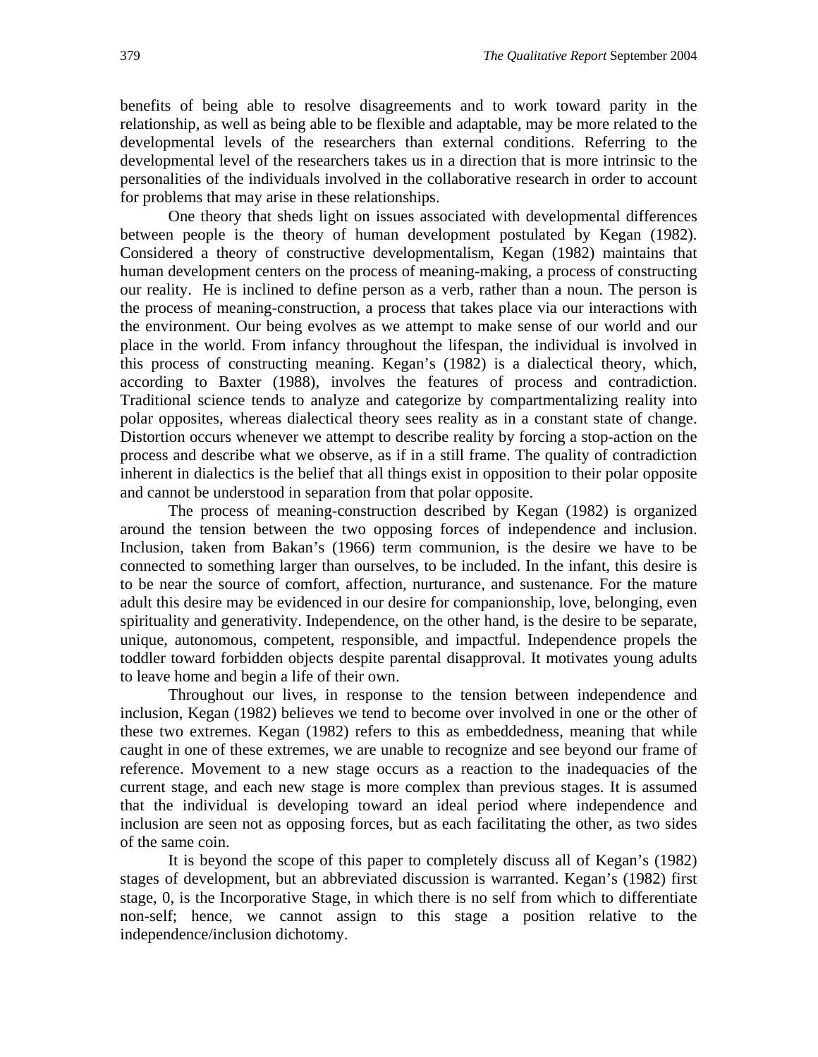benefits of being able to resolve disagreements and to work toward parity in the relationship, as well as being able to be flexible and adaptable, may be more related to the developmental levels of the researchers than external conditions. Referring to the developmental level of the researchers takes us in a direction that is more intrinsic to the personalities of the individuals involved in the collaborative research in order to account for problems that may arise in these relationships.

One theory that sheds light on issues associated with developmental differences between people is the theory of human development postulated by Kegan (1982). Considered a theory of constructive developmentalism, Kegan (1982) maintains that human development centers on the process of meaning-making, a process of constructing our reality. He is inclined to define person as a verb, rather than a noun. The person is the process of meaning-construction, a process that takes place via our interactions with the environment. Our being evolves as we attempt to make sense of our world and our place in the world. From infancy throughout the lifespan, the individual is involved in this process of constructing meaning. Kegan's (1982) is a dialectical theory, which, according to Baxter (1988), involves the features of process and contradiction. Traditional science tends to analyze and categorize by compartmentalizing reality into polar opposites, whereas dialectical theory sees reality as in a constant state of change. Distortion occurs whenever we attempt to describe reality by forcing a stop-action on the process and describe what we observe, as if in a still frame. The quality of contradiction inherent in dialectics is the belief that all things exist in opposition to their polar opposite and cannot be understood in separation from that polar opposite.

The process of meaning-construction described by Kegan (1982) is organized around the tension between the two opposing forces of independence and inclusion. Inclusion, taken from Bakan's (1966) term communion, is the desire we have to be connected to something larger than ourselves, to be included. In the infant, this desire is to be near the source of comfort, affection, nurturance, and sustenance. For the mature adult this desire may be evidenced in our desire for companionship, love, belonging, even spirituality and generativity. Independence, on the other hand, is the desire to be separate, unique, autonomous, competent, responsible, and impactful. Independence propels the toddler toward forbidden objects despite parental disapproval. It motivates young adults to leave home and begin a life of their own.

Throughout our lives, in response to the tension between independence and inclusion, Kegan (1982) believes we tend to become over involved in one or the other of these two extremes. Kegan (1982) refers to this as embeddedness, meaning that while caught in one of these extremes, we are unable to recognize and see beyond our frame of reference. Movement to a new stage occurs as a reaction to the inadequacies of the current stage, and each new stage is more complex than previous stages. It is assumed that the individual is developing toward an ideal period where independence and inclusion are seen not as opposing forces, but as each facilitating the other, as two sides of the same coin.

It is beyond the scope of this paper to completely discuss all of Kegan's (1982) stages of development, but an abbreviated discussion is warranted. Kegan's (1982) first stage, 0, is the Incorporative Stage, in which there is no self from which to differentiate non-self; hence, we cannot assign to this stage a position relative to the independence/inclusion dichotomy.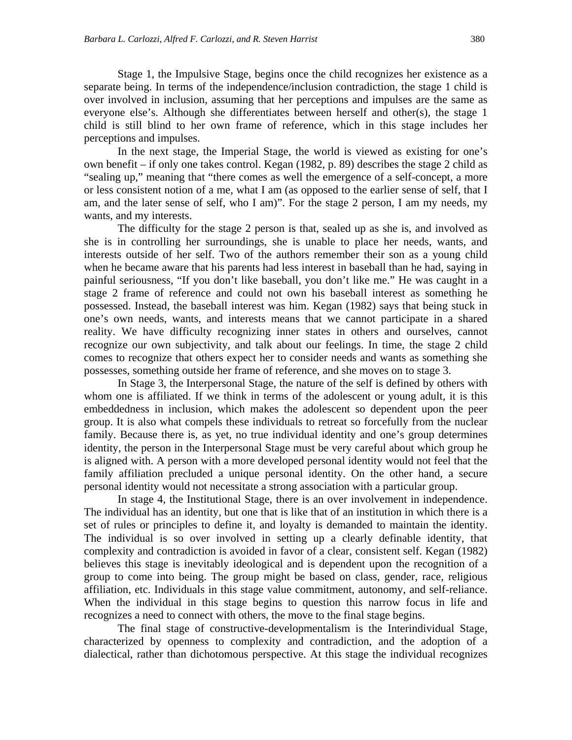Stage 1, the Impulsive Stage, begins once the child recognizes her existence as a separate being. In terms of the independence/inclusion contradiction, the stage 1 child is over involved in inclusion, assuming that her perceptions and impulses are the same as everyone else's. Although she differentiates between herself and other(s), the stage 1 child is still blind to her own frame of reference, which in this stage includes her perceptions and impulses.

In the next stage, the Imperial Stage, the world is viewed as existing for one's own benefit – if only one takes control. Kegan (1982, p. 89) describes the stage 2 child as "sealing up," meaning that "there comes as well the emergence of a self-concept, a more or less consistent notion of a me, what I am (as opposed to the earlier sense of self, that I am, and the later sense of self, who I am)". For the stage 2 person, I am my needs, my wants, and my interests.

The difficulty for the stage 2 person is that, sealed up as she is, and involved as she is in controlling her surroundings, she is unable to place her needs, wants, and interests outside of her self. Two of the authors remember their son as a young child when he became aware that his parents had less interest in baseball than he had, saying in painful seriousness, "If you don't like baseball, you don't like me." He was caught in a stage 2 frame of reference and could not own his baseball interest as something he possessed. Instead, the baseball interest was him. Kegan (1982) says that being stuck in one's own needs, wants, and interests means that we cannot participate in a shared reality. We have difficulty recognizing inner states in others and ourselves, cannot recognize our own subjectivity, and talk about our feelings. In time, the stage 2 child comes to recognize that others expect her to consider needs and wants as something she possesses, something outside her frame of reference, and she moves on to stage 3.

In Stage 3, the Interpersonal Stage, the nature of the self is defined by others with whom one is affiliated. If we think in terms of the adolescent or young adult, it is this embeddedness in inclusion, which makes the adolescent so dependent upon the peer group. It is also what compels these individuals to retreat so forcefully from the nuclear family. Because there is, as yet, no true individual identity and one's group determines identity, the person in the Interpersonal Stage must be very careful about which group he is aligned with. A person with a more developed personal identity would not feel that the family affiliation precluded a unique personal identity. On the other hand, a secure personal identity would not necessitate a strong association with a particular group.

In stage 4, the Institutional Stage, there is an over involvement in independence. The individual has an identity, but one that is like that of an institution in which there is a set of rules or principles to define it, and loyalty is demanded to maintain the identity. The individual is so over involved in setting up a clearly definable identity, that complexity and contradiction is avoided in favor of a clear, consistent self. Kegan (1982) believes this stage is inevitably ideological and is dependent upon the recognition of a group to come into being. The group might be based on class, gender, race, religious affiliation, etc. Individuals in this stage value commitment, autonomy, and self-reliance. When the individual in this stage begins to question this narrow focus in life and recognizes a need to connect with others, the move to the final stage begins.

The final stage of constructive-developmentalism is the Interindividual Stage, characterized by openness to complexity and contradiction, and the adoption of a dialectical, rather than dichotomous perspective. At this stage the individual recognizes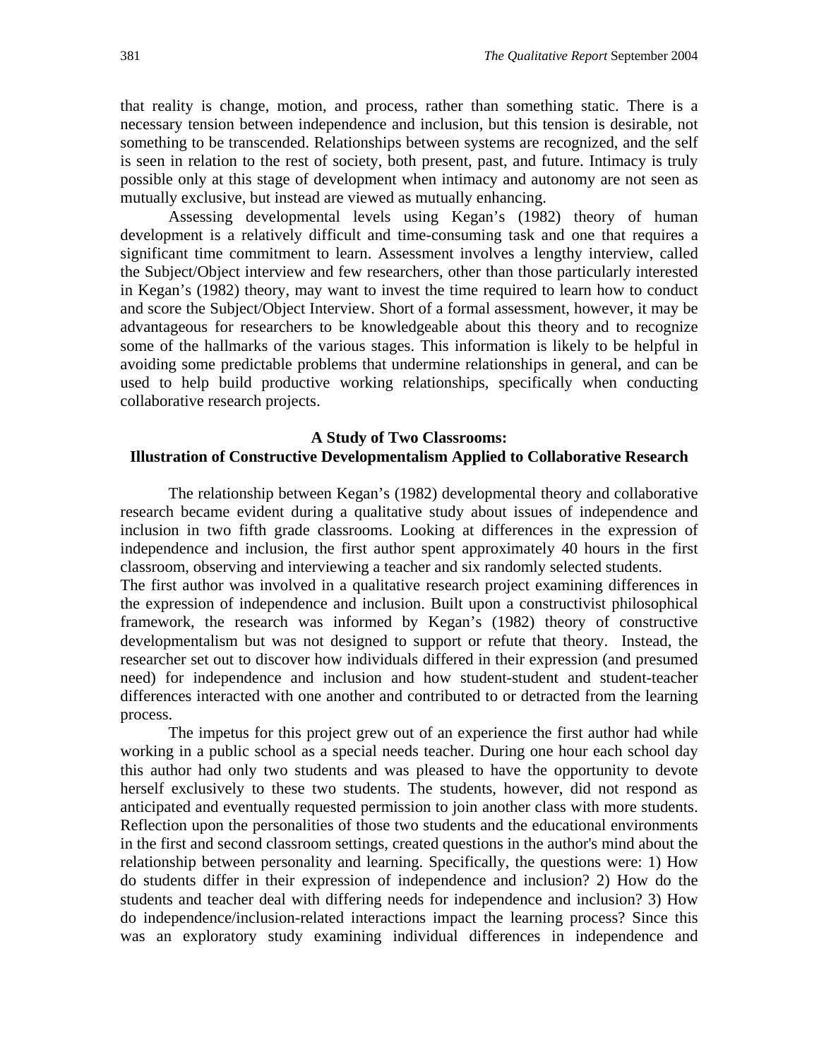that reality is change, motion, and process, rather than something static. There is a necessary tension between independence and inclusion, but this tension is desirable, not something to be transcended. Relationships between systems are recognized, and the self is seen in relation to the rest of society, both present, past, and future. Intimacy is truly possible only at this stage of development when intimacy and autonomy are not seen as mutually exclusive, but instead are viewed as mutually enhancing.

Assessing developmental levels using Kegan's (1982) theory of human development is a relatively difficult and time-consuming task and one that requires a significant time commitment to learn. Assessment involves a lengthy interview, called the Subject/Object interview and few researchers, other than those particularly interested in Kegan's (1982) theory, may want to invest the time required to learn how to conduct and score the Subject/Object Interview. Short of a formal assessment, however, it may be advantageous for researchers to be knowledgeable about this theory and to recognize some of the hallmarks of the various stages. This information is likely to be helpful in avoiding some predictable problems that undermine relationships in general, and can be used to help build productive working relationships, specifically when conducting collaborative research projects.

## A Study of Two Classrooms: Illustration of Constructive Developmentalism Applied to Collaborative Research

The relationship between Kegan's (1982) developmental theory and collaborative research became evident during a qualitative study about issues of independence and inclusion in two fifth grade classrooms. Looking at differences in the expression of independence and inclusion, the first author spent approximately 40 hours in the first classroom, observing and interviewing a teacher and six randomly selected students.

The first author was involved in a qualitative research project examining differences in the expression of independence and inclusion. Built upon a constructivist philosophical framework, the research was informed by Kegan's (1982) theory of constructive developmentalism but was not designed to support or refute that theory. Instead, the researcher set out to discover how individuals differed in their expression (and presumed need) for independence and inclusion and how student-student and student-teacher differences interacted with one another and contributed to or detracted from the learning process.

The impetus for this project grew out of an experience the first author had while working in a public school as a special needs teacher. During one hour each school day this author had only two students and was pleased to have the opportunity to devote herself exclusively to these two students. The students, however, did not respond as anticipated and eventually requested permission to join another class with more students. Reflection upon the personalities of those two students and the educational environments in the first and second classroom settings, created questions in the author's mind about the relationship between personality and learning. Specifically, the questions were: 1) How do students differ in their expression of independence and inclusion? 2) How do the students and teacher deal with differing needs for independence and inclusion? 3) How do independence/inclusion-related interactions impact the learning process? Since this was an exploratory study examining individual differences in independence and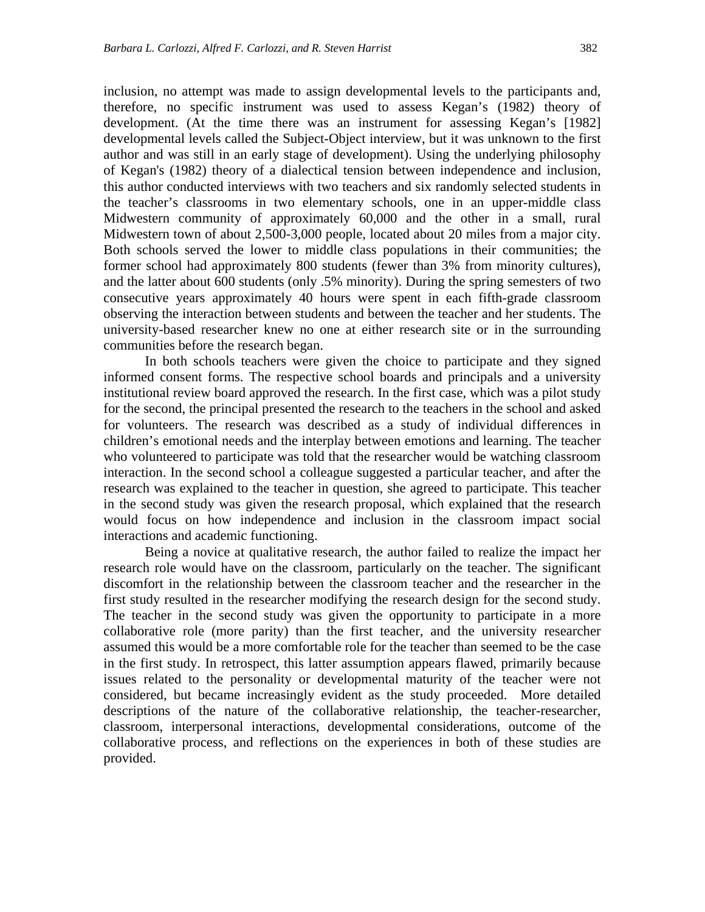inclusion, no attempt was made to assign developmental levels to the participants and, therefore, no specific instrument was used to assess Kegan's (1982) theory of development. (At the time there was an instrument for assessing Kegan's [1982] developmental levels called the Subject-Object interview, but it was unknown to the first author and was still in an early stage of development). Using the underlying philosophy of Kegan's (1982) theory of a dialectical tension between independence and inclusion, this author conducted interviews with two teachers and six randomly selected students in the teacher's classrooms in two elementary schools, one in an upper-middle class Midwestern community of approximately 60,000 and the other in a small, rural Midwestern town of about 2,500-3,000 people, located about 20 miles from a major city. Both schools served the lower to middle class populations in their communities; the former school had approximately 800 students (fewer than 3% from minority cultures), and the latter about 600 students (only .5% minority). During the spring semesters of two consecutive years approximately 40 hours were spent in each fifth-grade classroom observing the interaction between students and between the teacher and her students. The university-based researcher knew no one at either research site or in the surrounding communities before the research began.

In both schools teachers were given the choice to participate and they signed informed consent forms. The respective school boards and principals and a university institutional review board approved the research. In the first case, which was a pilot study for the second, the principal presented the research to the teachers in the school and asked for volunteers. The research was described as a study of individual differences in children's emotional needs and the interplay between emotions and learning. The teacher who volunteered to participate was told that the researcher would be watching classroom interaction. In the second school a colleague suggested a particular teacher, and after the research was explained to the teacher in question, she agreed to participate. This teacher in the second study was given the research proposal, which explained that the research would focus on how independence and inclusion in the classroom impact social interactions and academic functioning.

Being a novice at qualitative research, the author failed to realize the impact her research role would have on the classroom, particularly on the teacher. The significant discomfort in the relationship between the classroom teacher and the researcher in the first study resulted in the researcher modifying the research design for the second study. The teacher in the second study was given the opportunity to participate in a more collaborative role (more parity) than the first teacher, and the university researcher assumed this would be a more comfortable role for the teacher than seemed to be the case in the first study. In retrospect, this latter assumption appears flawed, primarily because issues related to the personality or developmental maturity of the teacher were not considered, but became increasingly evident as the study proceeded. More detailed descriptions of the nature of the collaborative relationship, the teacher-researcher, classroom, interpersonal interactions, developmental considerations, outcome of the collaborative process, and reflections on the experiences in both of these studies are provided.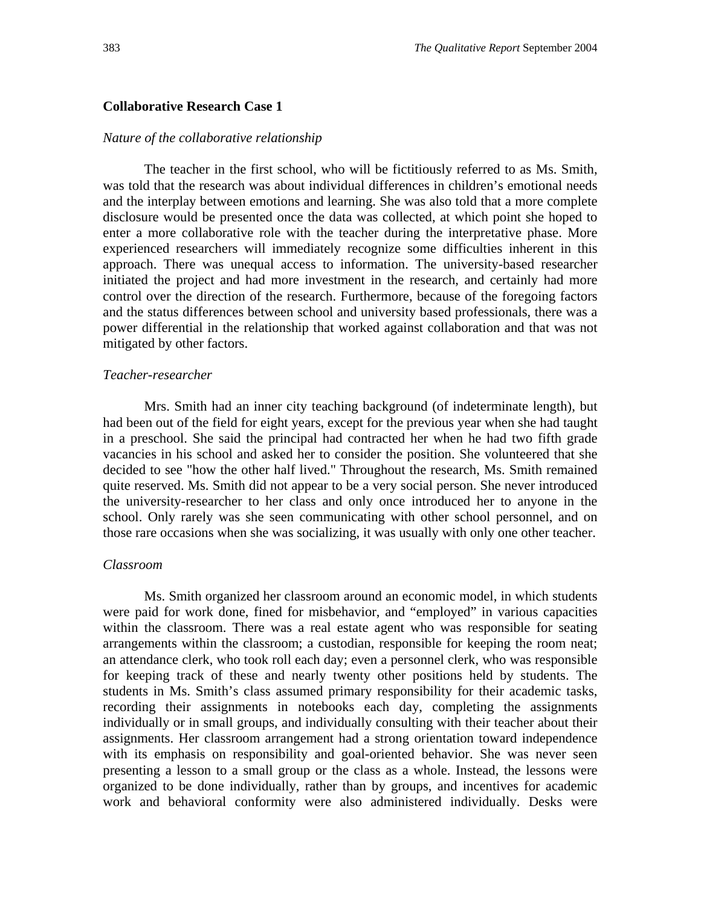### Collaborative Research Case 1

*Nature of the collaborative relationship*

The teacher in the first school, who will be fictitiously referred to as Ms. Smith, was told that the research was about individual differences in children's emotional needs and the interplay between emotions and learning. She was also told that a more complete disclosure would be presented once the data was collected, at which point she hoped to enter a more collaborative role with the teacher during the interpretative phase. More experienced researchers will immediately recognize some difficulties inherent in this approach. There was unequal access to information. The university-based researcher initiated the project and had more investment in the research, and certainly had more control over the direction of the research. Furthermore, because of the foregoing factors and the status differences between school and university based professionals, there was a power differential in the relationship that worked against collaboration and that was not mitigated by other factors.

*Teacher-researcher*

Mrs. Smith had an inner city teaching background (of indeterminate length), but had been out of the field for eight years, except for the previous year when she had taught in a preschool. She said the principal had contracted her when he had two fifth grade vacancies in his school and asked her to consider the position. She volunteered that she decided to see "how the other half lived." Throughout the research, Ms. Smith remained quite reserved. Ms. Smith did not appear to be a very social person. She never introduced the university-researcher to her class and only once introduced her to anyone in the school. Only rarely was she seen communicating with other school personnel, and on those rare occasions when she was socializing, it was usually with only one other teacher.

*Classroom*

Ms. Smith organized her classroom around an economic model, in which students were paid for work done, fined for misbehavior, and "employed" in various capacities within the classroom. There was a real estate agent who was responsible for seating arrangements within the classroom; a custodian, responsible for keeping the room neat; an attendance clerk, who took roll each day; even a personnel clerk, who was responsible for keeping track of these and nearly twenty other positions held by students. The students in Ms. Smith's class assumed primary responsibility for their academic tasks, recording their assignments in notebooks each day, completing the assignments individually or in small groups, and individually consulting with their teacher about their assignments. Her classroom arrangement had a strong orientation toward independence with its emphasis on responsibility and goal-oriented behavior. She was never seen presenting a lesson to a small group or the class as a whole. Instead, the lessons were organized to be done individually, rather than by groups, and incentives for academic work and behavioral conformity were also administered individually. Desks were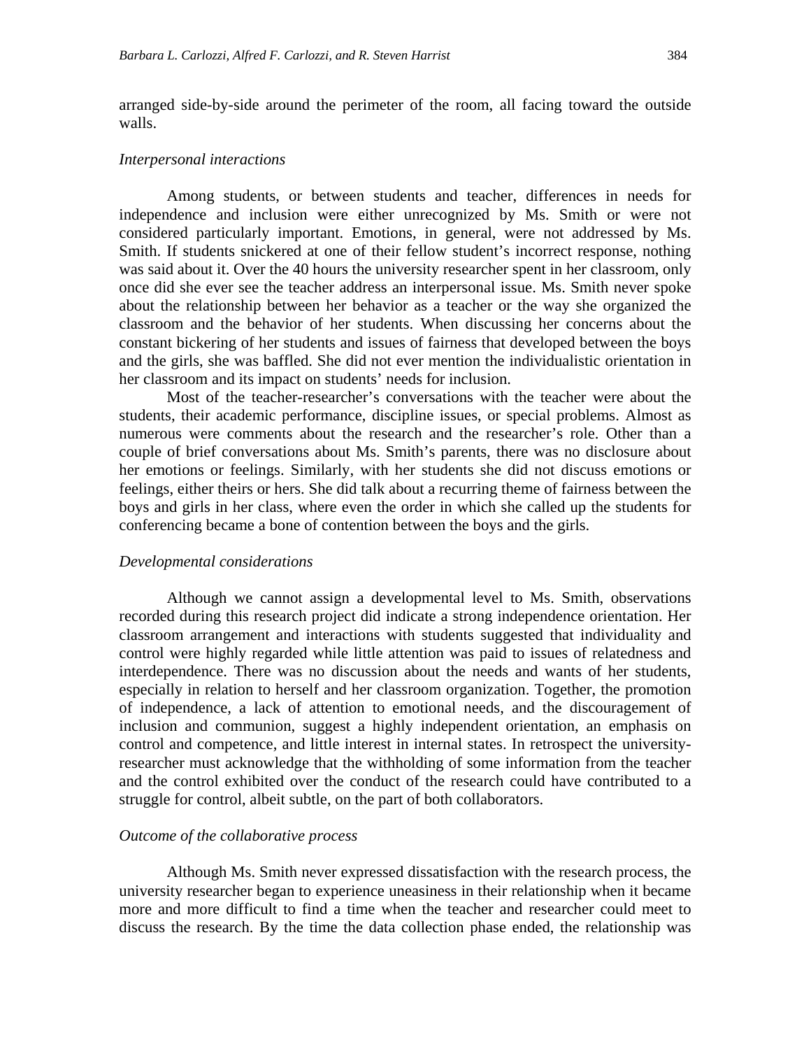arranged side-by-side around the perimeter of the room, all facing toward the outside walls.

### *Interpersonal interactions*

Among students, or between students and teacher, differences in needs for independence and inclusion were either unrecognized by Ms. Smith or were not considered particularly important. Emotions, in general, were not addressed by Ms. Smith. If students snickered at one of their fellow student's incorrect response, nothing was said about it. Over the 40 hours the university researcher spent in her classroom, only once did she ever see the teacher address an interpersonal issue. Ms. Smith never spoke about the relationship between her behavior as a teacher or the way she organized the classroom and the behavior of her students. When discussing her concerns about the constant bickering of her students and issues of fairness that developed between the boys and the girls, she was baffled. She did not ever mention the individualistic orientation in her classroom and its impact on students' needs for inclusion.

Most of the teacher-researcher's conversations with the teacher were about the students, their academic performance, discipline issues, or special problems. Almost as numerous were comments about the research and the researcher's role. Other than a couple of brief conversations about Ms. Smith's parents, there was no disclosure about her emotions or feelings. Similarly, with her students she did not discuss emotions or feelings, either theirs or hers. She did talk about a recurring theme of fairness between the boys and girls in her class, where even the order in which she called up the students for conferencing became a bone of contention between the boys and the girls.

### *Developmental considerations*

Although we cannot assign a developmental level to Ms. Smith, observations recorded during this research project did indicate a strong independence orientation. Her classroom arrangement and interactions with students suggested that individuality and control were highly regarded while little attention was paid to issues of relatedness and interdependence. There was no discussion about the needs and wants of her students, especially in relation to herself and her classroom organization. Together, the promotion of independence, a lack of attention to emotional needs, and the discouragement of inclusion and communion, suggest a highly independent orientation, an emphasis on control and competence, and little interest in internal states. In retrospect the university-researcher must acknowledge that the withholding of some information from the teacher and the control exhibited over the conduct of the research could have contributed to a struggle for control, albeit subtle, on the part of both collaborators.

### *Outcome of the collaborative process*

Although Ms. Smith never expressed dissatisfaction with the research process, the university researcher began to experience uneasiness in their relationship when it became more and more difficult to find a time when the teacher and researcher could meet to discuss the research. By the time the data collection phase ended, the relationship was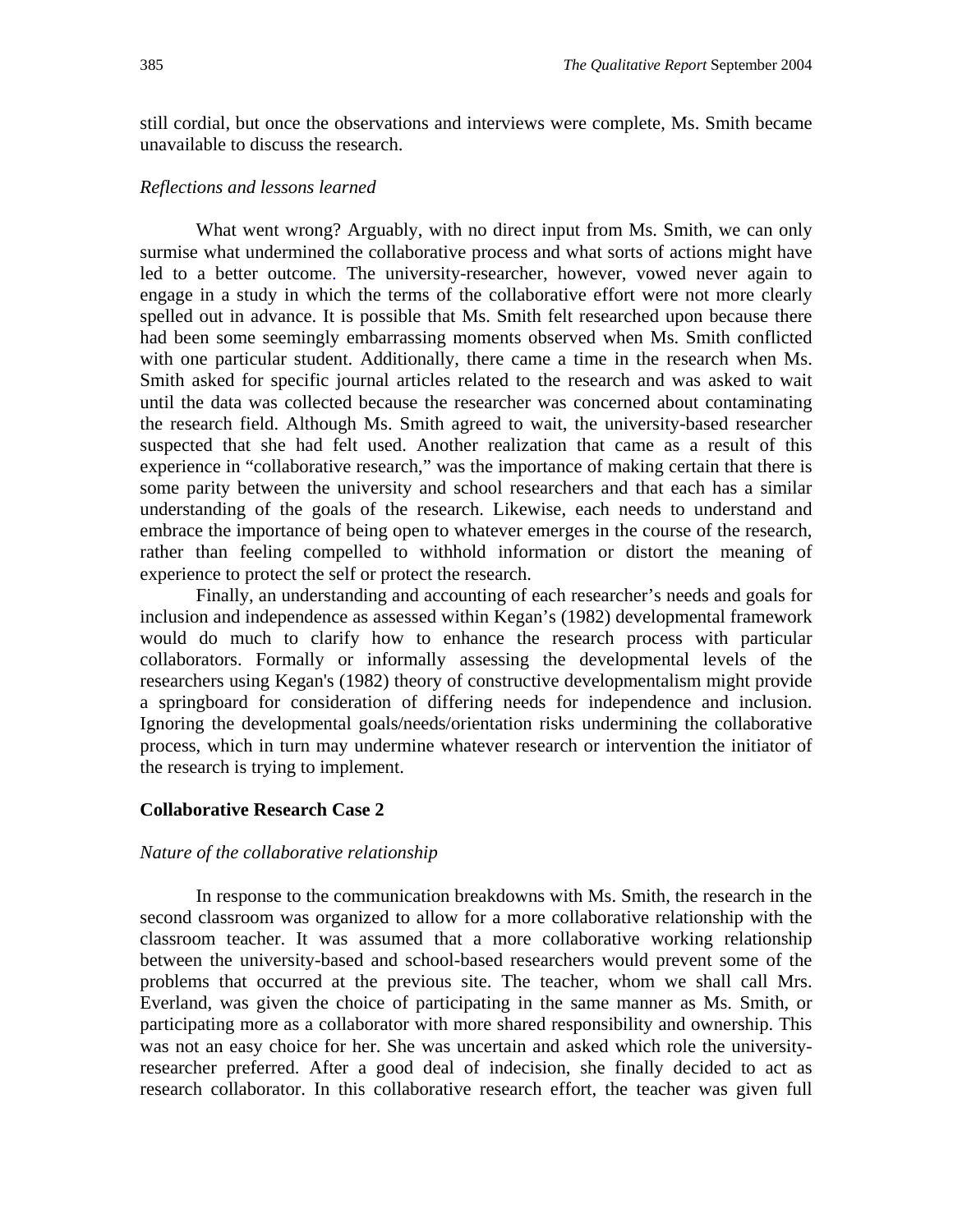still cordial, but once the observations and interviews were complete, Ms. Smith became unavailable to discuss the research.

*Reflections and lessons learned*

What went wrong? Arguably, with no direct input from Ms. Smith, we can only surmise what undermined the collaborative process and what sorts of actions might have led to a better outcome. The university-researcher, however, vowed never again to engage in a study in which the terms of the collaborative effort were not more clearly spelled out in advance. It is possible that Ms. Smith felt researched upon because there had been some seemingly embarrassing moments observed when Ms. Smith conflicted with one particular student. Additionally, there came a time in the research when Ms. Smith asked for specific journal articles related to the research and was asked to wait until the data was collected because the researcher was concerned about contaminating the research field. Although Ms. Smith agreed to wait, the university-based researcher suspected that she had felt used. Another realization that came as a result of this experience in "collaborative research," was the importance of making certain that there is some parity between the university and school researchers and that each has a similar understanding of the goals of the research. Likewise, each needs to understand and embrace the importance of being open to whatever emerges in the course of the research, rather than feeling compelled to withhold information or distort the meaning of experience to protect the self or protect the research.

Finally, an understanding and accounting of each researcher's needs and goals for inclusion and independence as assessed within Kegan's (1982) developmental framework would do much to clarify how to enhance the research process with particular collaborators. Formally or informally assessing the developmental levels of the researchers using Kegan's (1982) theory of constructive developmentalism might provide a springboard for consideration of differing needs for independence and inclusion. Ignoring the developmental goals/needs/orientation risks undermining the collaborative process, which in turn may undermine whatever research or intervention the initiator of the research is trying to implement.

### Collaborative Research Case 2

*Nature of the collaborative relationship*

In response to the communication breakdowns with Ms. Smith, the research in the second classroom was organized to allow for a more collaborative relationship with the classroom teacher. It was assumed that a more collaborative working relationship between the university-based and school-based researchers would prevent some of the problems that occurred at the previous site. The teacher, whom we shall call Mrs. Everland, was given the choice of participating in the same manner as Ms. Smith, or participating more as a collaborator with more shared responsibility and ownership. This was not an easy choice for her. She was uncertain and asked which role the university-researcher preferred. After a good deal of indecision, she finally decided to act as research collaborator. In this collaborative research effort, the teacher was given full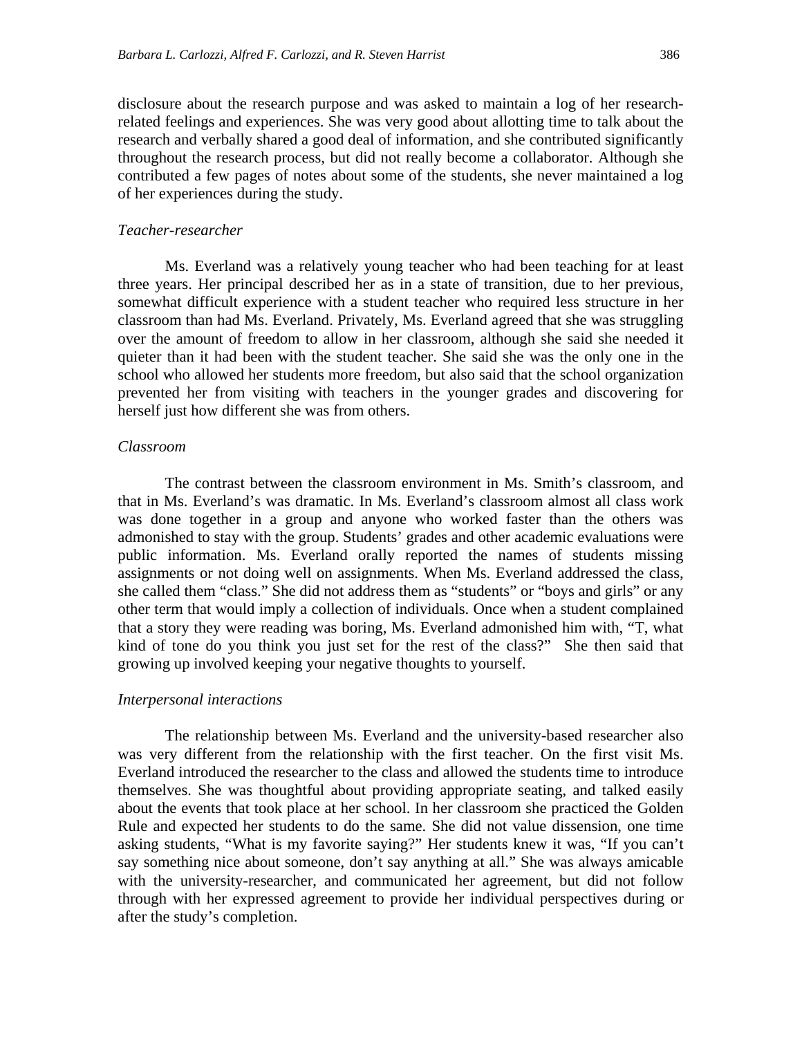disclosure about the research purpose and was asked to maintain a log of her research-related feelings and experiences. She was very good about allotting time to talk about the research and verbally shared a good deal of information, and she contributed significantly throughout the research process, but did not really become a collaborator. Although she contributed a few pages of notes about some of the students, she never maintained a log of her experiences during the study.

### *Teacher-researcher*

Ms. Everland was a relatively young teacher who had been teaching for at least three years. Her principal described her as in a state of transition, due to her previous, somewhat difficult experience with a student teacher who required less structure in her classroom than had Ms. Everland. Privately, Ms. Everland agreed that she was struggling over the amount of freedom to allow in her classroom, although she said she needed it quieter than it had been with the student teacher. She said she was the only one in the school who allowed her students more freedom, but also said that the school organization prevented her from visiting with teachers in the younger grades and discovering for herself just how different she was from others.

### *Classroom*

The contrast between the classroom environment in Ms. Smith's classroom, and that in Ms. Everland's was dramatic. In Ms. Everland's classroom almost all class work was done together in a group and anyone who worked faster than the others was admonished to stay with the group. Students' grades and other academic evaluations were public information. Ms. Everland orally reported the names of students missing assignments or not doing well on assignments. When Ms. Everland addressed the class, she called them "class." She did not address them as "students" or "boys and girls" or any other term that would imply a collection of individuals. Once when a student complained that a story they were reading was boring, Ms. Everland admonished him with, "T, what kind of tone do you think you just set for the rest of the class?" She then said that growing up involved keeping your negative thoughts to yourself.

### *Interpersonal interactions*

The relationship between Ms. Everland and the university-based researcher also was very different from the relationship with the first teacher. On the first visit Ms. Everland introduced the researcher to the class and allowed the students time to introduce themselves. She was thoughtful about providing appropriate seating, and talked easily about the events that took place at her school. In her classroom she practiced the Golden Rule and expected her students to do the same. She did not value dissension, one time asking students, "What is my favorite saying?" Her students knew it was, "If you can't say something nice about someone, don't say anything at all." She was always amicable with the university-researcher, and communicated her agreement, but did not follow through with her expressed agreement to provide her individual perspectives during or after the study's completion.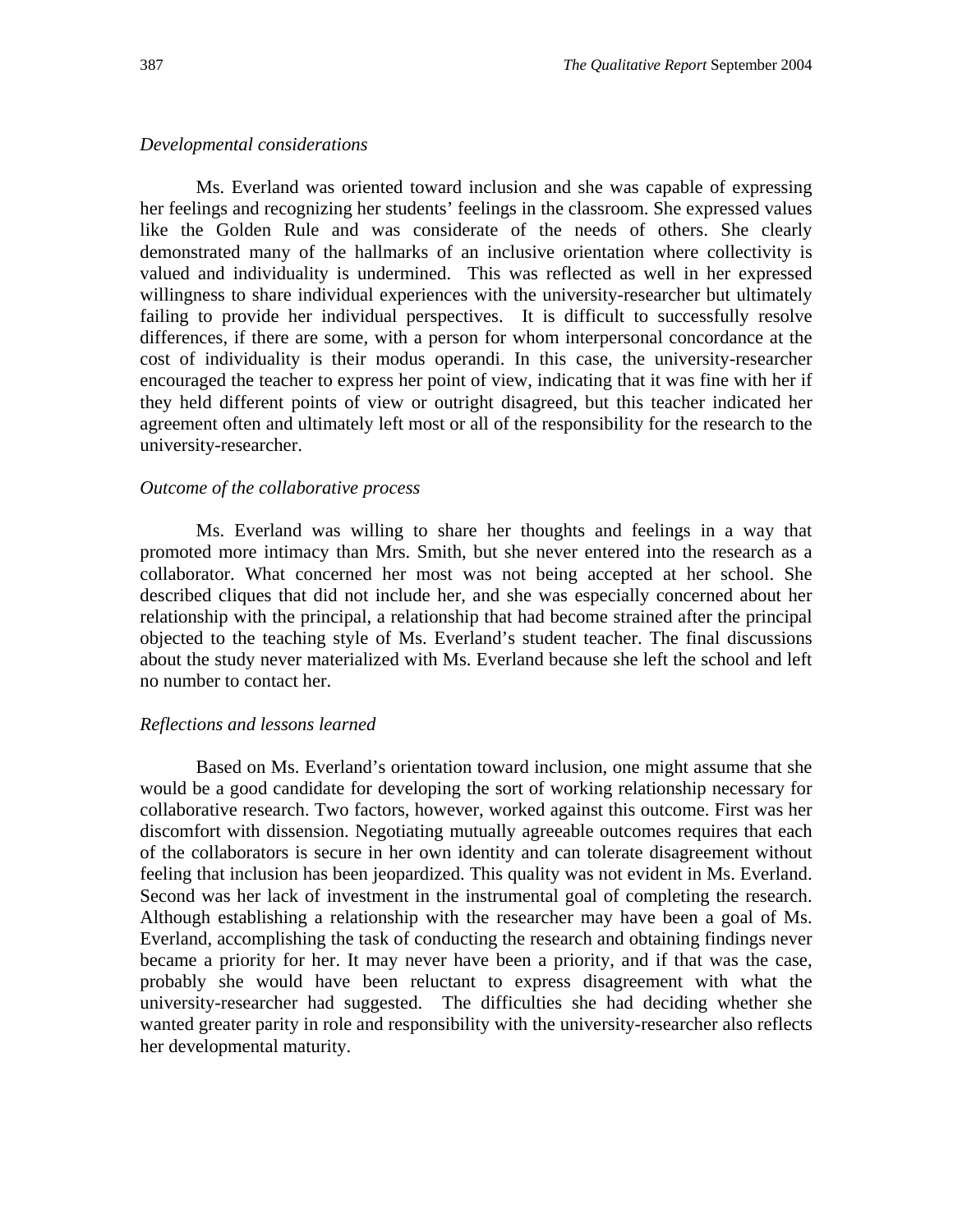*Developmental considerations*

Ms. Everland was oriented toward inclusion and she was capable of expressing her feelings and recognizing her students' feelings in the classroom. She expressed values like the Golden Rule and was considerate of the needs of others. She clearly demonstrated many of the hallmarks of an inclusive orientation where collectivity is valued and individuality is undermined. This was reflected as well in her expressed willingness to share individual experiences with the university-researcher but ultimately failing to provide her individual perspectives. It is difficult to successfully resolve differences, if there are some, with a person for whom interpersonal concordance at the cost of individuality is their modus operandi. In this case, the university-researcher encouraged the teacher to express her point of view, indicating that it was fine with her if they held different points of view or outright disagreed, but this teacher indicated her agreement often and ultimately left most or all of the responsibility for the research to the university-researcher.

*Outcome of the collaborative process*

Ms. Everland was willing to share her thoughts and feelings in a way that promoted more intimacy than Mrs. Smith, but she never entered into the research as a collaborator. What concerned her most was not being accepted at her school. She described cliques that did not include her, and she was especially concerned about her relationship with the principal, a relationship that had become strained after the principal objected to the teaching style of Ms. Everland's student teacher. The final discussions about the study never materialized with Ms. Everland because she left the school and left no number to contact her.

*Reflections and lessons learned*

Based on Ms. Everland's orientation toward inclusion, one might assume that she would be a good candidate for developing the sort of working relationship necessary for collaborative research. Two factors, however, worked against this outcome. First was her discomfort with dissension. Negotiating mutually agreeable outcomes requires that each of the collaborators is secure in her own identity and can tolerate disagreement without feeling that inclusion has been jeopardized. This quality was not evident in Ms. Everland. Second was her lack of investment in the instrumental goal of completing the research. Although establishing a relationship with the researcher may have been a goal of Ms. Everland, accomplishing the task of conducting the research and obtaining findings never became a priority for her. It may never have been a priority, and if that was the case, probably she would have been reluctant to express disagreement with what the university-researcher had suggested. The difficulties she had deciding whether she wanted greater parity in role and responsibility with the university-researcher also reflects her developmental maturity.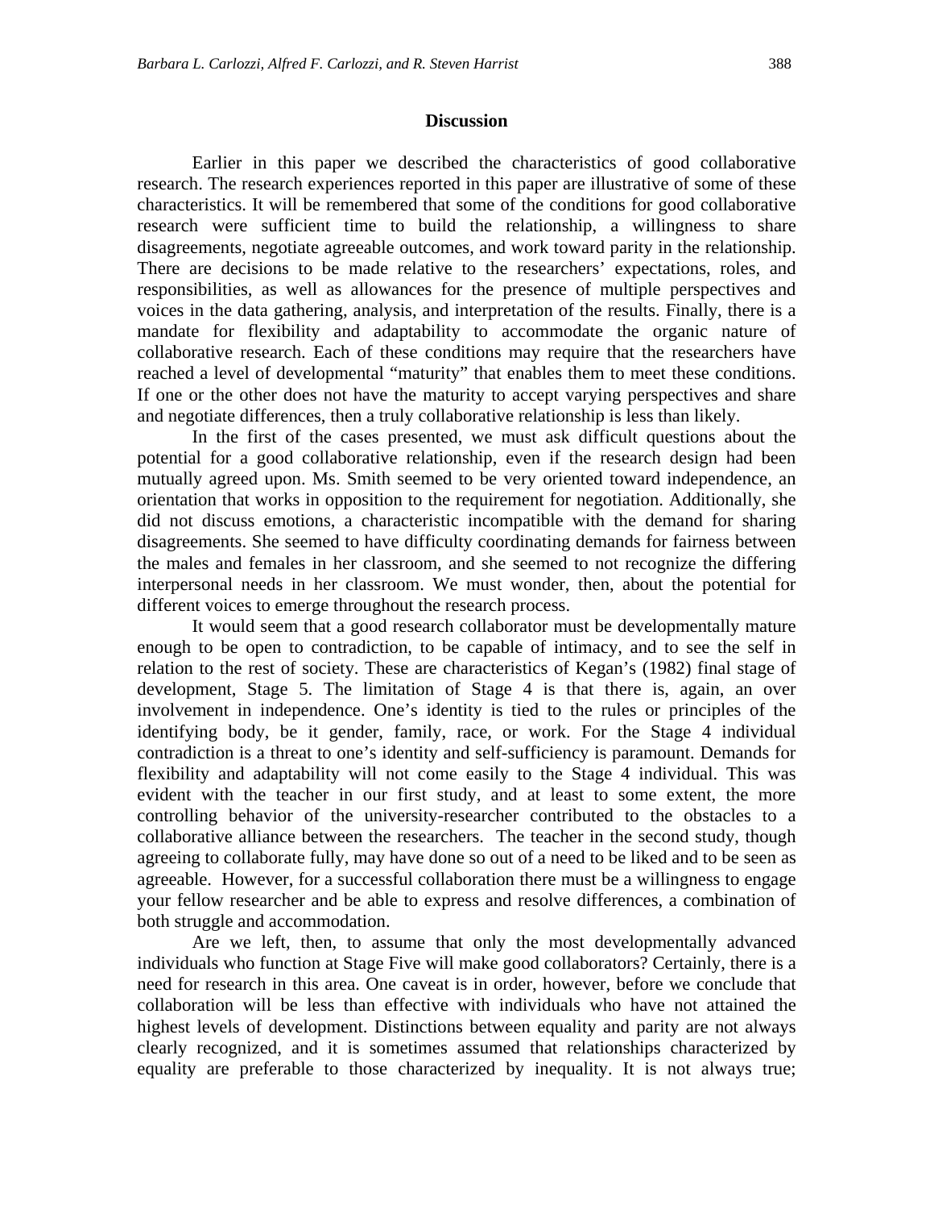## Discussion

Earlier in this paper we described the characteristics of good collaborative research. The research experiences reported in this paper are illustrative of some of these characteristics. It will be remembered that some of the conditions for good collaborative research were sufficient time to build the relationship, a willingness to share disagreements, negotiate agreeable outcomes, and work toward parity in the relationship. There are decisions to be made relative to the researchers' expectations, roles, and responsibilities, as well as allowances for the presence of multiple perspectives and voices in the data gathering, analysis, and interpretation of the results. Finally, there is a mandate for flexibility and adaptability to accommodate the organic nature of collaborative research. Each of these conditions may require that the researchers have reached a level of developmental "maturity" that enables them to meet these conditions. If one or the other does not have the maturity to accept varying perspectives and share and negotiate differences, then a truly collaborative relationship is less than likely.

In the first of the cases presented, we must ask difficult questions about the potential for a good collaborative relationship, even if the research design had been mutually agreed upon. Ms. Smith seemed to be very oriented toward independence, an orientation that works in opposition to the requirement for negotiation. Additionally, she did not discuss emotions, a characteristic incompatible with the demand for sharing disagreements. She seemed to have difficulty coordinating demands for fairness between the males and females in her classroom, and she seemed to not recognize the differing interpersonal needs in her classroom. We must wonder, then, about the potential for different voices to emerge throughout the research process.

It would seem that a good research collaborator must be developmentally mature enough to be open to contradiction, to be capable of intimacy, and to see the self in relation to the rest of society. These are characteristics of Kegan's (1982) final stage of development, Stage 5. The limitation of Stage 4 is that there is, again, an over involvement in independence. One's identity is tied to the rules or principles of the identifying body, be it gender, family, race, or work. For the Stage 4 individual contradiction is a threat to one's identity and self-sufficiency is paramount. Demands for flexibility and adaptability will not come easily to the Stage 4 individual. This was evident with the teacher in our first study, and at least to some extent, the more controlling behavior of the university-researcher contributed to the obstacles to a collaborative alliance between the researchers. The teacher in the second study, though agreeing to collaborate fully, may have done so out of a need to be liked and to be seen as agreeable. However, for a successful collaboration there must be a willingness to engage your fellow researcher and be able to express and resolve differences, a combination of both struggle and accommodation.

Are we left, then, to assume that only the most developmentally advanced individuals who function at Stage Five will make good collaborators? Certainly, there is a need for research in this area. One caveat is in order, however, before we conclude that collaboration will be less than effective with individuals who have not attained the highest levels of development. Distinctions between equality and parity are not always clearly recognized, and it is sometimes assumed that relationships characterized by equality are preferable to those characterized by inequality. It is not always true;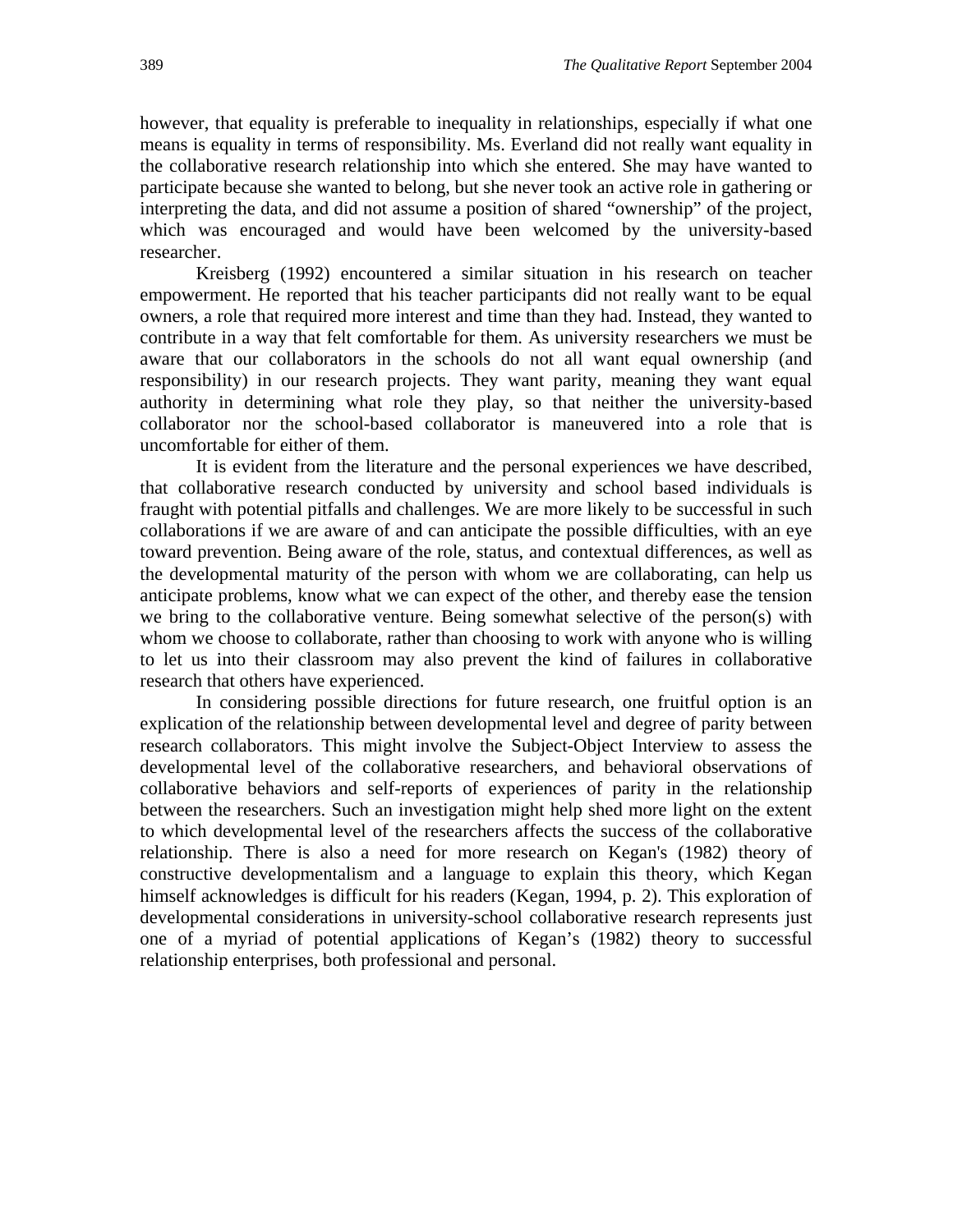however, that equality is preferable to inequality in relationships, especially if what one means is equality in terms of responsibility. Ms. Everland did not really want equality in the collaborative research relationship into which she entered. She may have wanted to participate because she wanted to belong, but she never took an active role in gathering or interpreting the data, and did not assume a position of shared "ownership" of the project, which was encouraged and would have been welcomed by the university-based researcher.

Kreisberg (1992) encountered a similar situation in his research on teacher empowerment. He reported that his teacher participants did not really want to be equal owners, a role that required more interest and time than they had. Instead, they wanted to contribute in a way that felt comfortable for them. As university researchers we must be aware that our collaborators in the schools do not all want equal ownership (and responsibility) in our research projects. They want parity, meaning they want equal authority in determining what role they play, so that neither the university-based collaborator nor the school-based collaborator is maneuvered into a role that is uncomfortable for either of them.

It is evident from the literature and the personal experiences we have described, that collaborative research conducted by university and school based individuals is fraught with potential pitfalls and challenges. We are more likely to be successful in such collaborations if we are aware of and can anticipate the possible difficulties, with an eye toward prevention. Being aware of the role, status, and contextual differences, as well as the developmental maturity of the person with whom we are collaborating, can help us anticipate problems, know what we can expect of the other, and thereby ease the tension we bring to the collaborative venture. Being somewhat selective of the person(s) with whom we choose to collaborate, rather than choosing to work with anyone who is willing to let us into their classroom may also prevent the kind of failures in collaborative research that others have experienced.

In considering possible directions for future research, one fruitful option is an explication of the relationship between developmental level and degree of parity between research collaborators. This might involve the Subject-Object Interview to assess the developmental level of the collaborative researchers, and behavioral observations of collaborative behaviors and self-reports of experiences of parity in the relationship between the researchers. Such an investigation might help shed more light on the extent to which developmental level of the researchers affects the success of the collaborative relationship. There is also a need for more research on Kegan's (1982) theory of constructive developmentalism and a language to explain this theory, which Kegan himself acknowledges is difficult for his readers (Kegan, 1994, p. 2). This exploration of developmental considerations in university-school collaborative research represents just one of a myriad of potential applications of Kegan's (1982) theory to successful relationship enterprises, both professional and personal.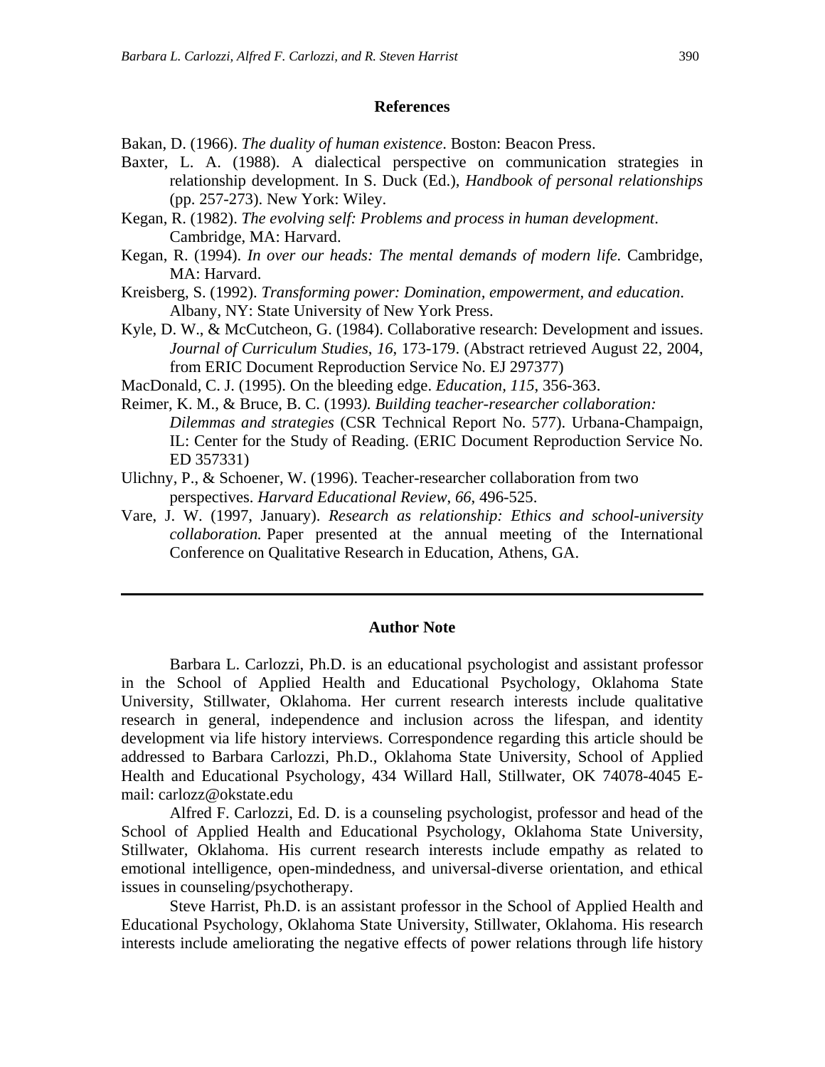## References

Bakan, D. (1966). *The duality of human existence*. Boston: Beacon Press.

Baxter, L. A. (1988). A dialectical perspective on communication strategies in relationship development. In S. Duck (Ed.), *Handbook of personal relationships* (pp. 257-273). New York: Wiley.

Kegan, R. (1982). *The evolving self: Problems and process in human development*. Cambridge, MA: Harvard.

Kegan, R. (1994). *In over our heads: The mental demands of modern life*. Cambridge, MA: Harvard.

Kreisberg, S. (1992). *Transforming power: Domination, empowerment, and education*. Albany, NY: State University of New York Press.

Kyle, D. W., & McCutcheon, G. (1984). Collaborative research: Development and issues. *Journal of Curriculum Studies*, *16*, 173-179. (Abstract retrieved August 22, 2004, from ERIC Document Reproduction Service No. EJ 297377)

MacDonald, C. J. (1995). On the bleeding edge. *Education, 115*, 356-363.

Reimer, K. M., & Bruce, B. C. (1993*). Building teacher-researcher collaboration: Dilemmas and strategies* (CSR Technical Report No. 577). Urbana-Champaign, IL: Center for the Study of Reading. (ERIC Document Reproduction Service No. ED 357331)

Ulichny, P., & Schoener, W. (1996). Teacher-researcher collaboration from two perspectives. *Harvard Educational Review*, *66*, 496-525.

Vare, J. W. (1997, January). *Research as relationship: Ethics and school-university collaboration.* Paper presented at the annual meeting of the International Conference on Qualitative Research in Education, Athens, GA.

---

## Author Note

Barbara L. Carlozzi, Ph.D. is an educational psychologist and assistant professor in the School of Applied Health and Educational Psychology, Oklahoma State University, Stillwater, Oklahoma. Her current research interests include qualitative research in general, independence and inclusion across the lifespan, and identity development via life history interviews. Correspondence regarding this article should be addressed to Barbara Carlozzi, Ph.D., Oklahoma State University, School of Applied Health and Educational Psychology, 434 Willard Hall, Stillwater, OK 74078-4045 E-mail: carlozz@okstate.edu

Alfred F. Carlozzi, Ed. D. is a counseling psychologist, professor and head of the School of Applied Health and Educational Psychology, Oklahoma State University, Stillwater, Oklahoma. His current research interests include empathy as related to emotional intelligence, open-mindedness, and universal-diverse orientation, and ethical issues in counseling/psychotherapy.

Steve Harrist, Ph.D. is an assistant professor in the School of Applied Health and Educational Psychology, Oklahoma State University, Stillwater, Oklahoma. His research interests include ameliorating the negative effects of power relations through life history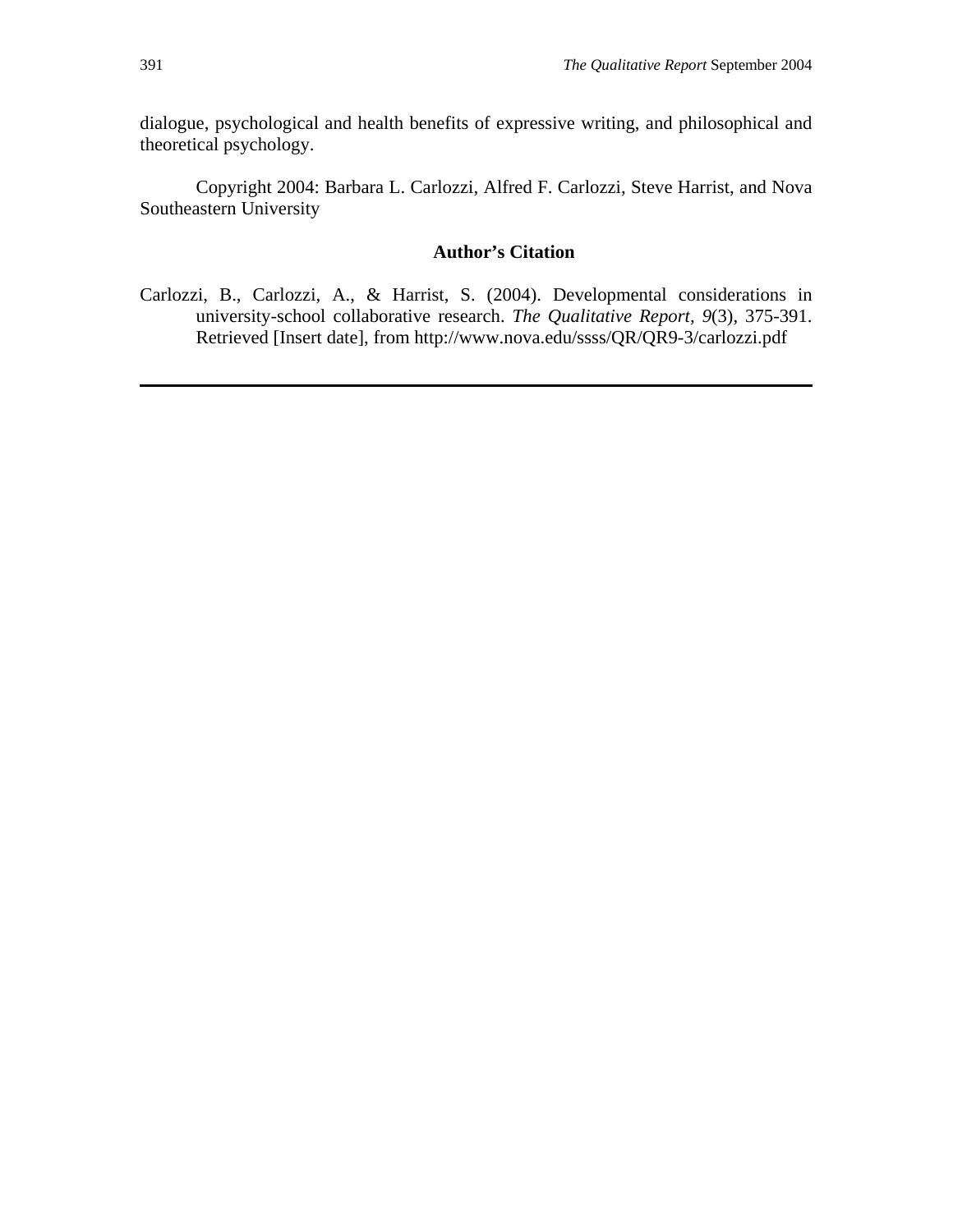dialogue, psychological and health benefits of expressive writing, and philosophical and theoretical psychology.

Copyright 2004: Barbara L. Carlozzi, Alfred F. Carlozzi, Steve Harrist, and Nova Southeastern University

## Author's Citation

Carlozzi, B., Carlozzi, A., & Harrist, S. (2004). Developmental considerations in university-school collaborative research. *The Qualitative Report*, *9*(3), 375-391. Retrieved [Insert date], from http://www.nova.edu/ssss/QR/QR9-3/carlozzi.pdf

---